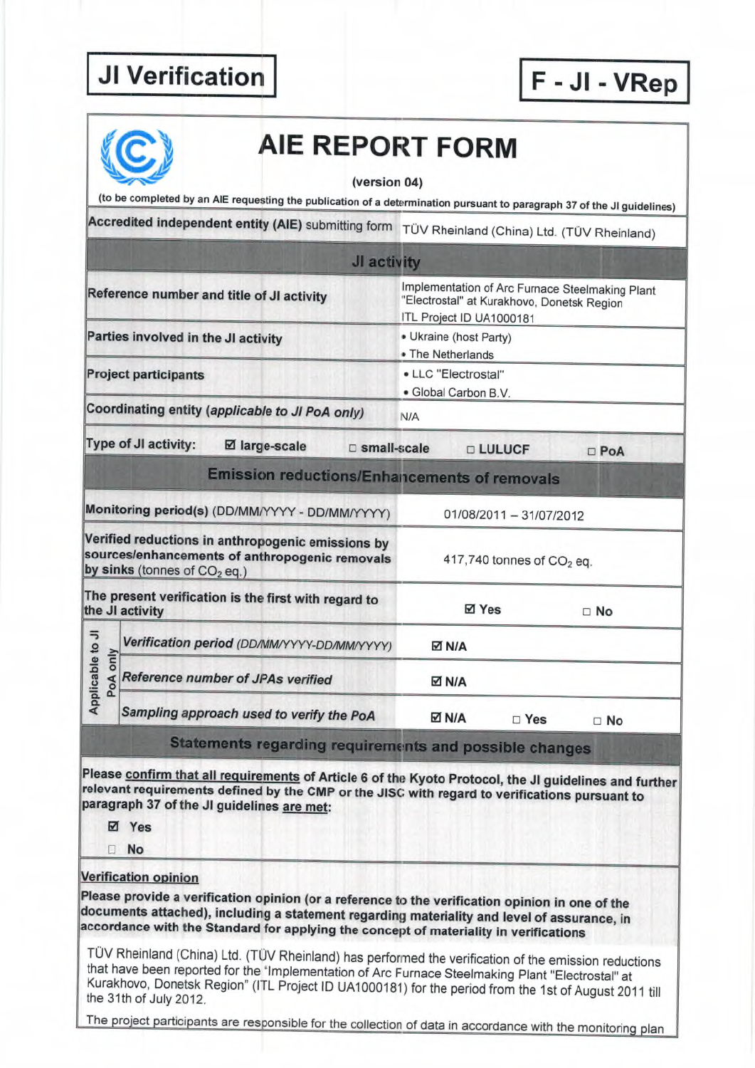**JI Verification**

**F - JI - VRep**

# AIE REPORT FORM

**(version 04)**

(to be completed by an AIE requesting the publication of a determination pursuant to paragraph 37 of the JI guidelines)

| | | | |
|---|---|---|---|
| **Accredited independent entity (AIE)** submitting form | TÜV Rheinland (China) Ltd. (TÜV Rheinland) | | |
| **JI activity** | | | |
| **Reference number and title of JI activity** | Implementation of Arc Furnace Steelmaking Plant "Electrostal" at Kurakhovo, Donetsk Region<br>ITL Project ID UA1000181 | | |
| **Parties involved in the JI activity** | • Ukraine (host Party)<br>• The Netherlands | | |
| **Project participants** | • LLC "Electrostal"<br>• Global Carbon B.V. | | |
| **Coordinating entity** ***(applicable to JI PoA only)*** | N/A | | |
| **Type of JI activity:** ☑ **large-scale** | □ **small-scale** | □ **LULUCF** | □ **PoA** |
| **Emission reductions/Enhancements of removals** | | | |
| **Monitoring period(s)** (DD/MM/YYYY - DD/MM/YYYY) | 01/08/2011 – 31/07/2012 | | |
| **Verified reductions in anthropogenic emissions by sources/enhancements of anthropogenic removals by sinks** (tonnes of $CO_2$ eq.) | 417,740 tonnes of $CO_2$ eq. | | |
| **The present verification is the first with regard to the JI activity** | ☑ **Yes** | □ **No** | |
| *Applicable to JI PoA only* – ***Verification period*** *(DD/MM/YYYY-DD/MM/YYYY)* | ☑ **N/A** | | |
| *Applicable to JI PoA only* – ***Reference number of JPAs verified*** | ☑ **N/A** | | |
| *Applicable to JI PoA only* – ***Sampling approach used to verify the PoA*** | ☑ **N/A** | □ **Yes** | □ **No** |
| **Statements regarding requirements and possible changes** | | | |

**Please confirm that all requirements of Article 6 of the Kyoto Protocol, the JI guidelines and further relevant requirements defined by the CMP or the JISC with regard to verifications pursuant to paragraph 37 of the JI guidelines are met:**

☑ **Yes**

□ **No**

**Verification opinion**

**Please provide a verification opinion (or a reference to the verification opinion in one of the documents attached), including a statement regarding materiality and level of assurance, in accordance with the Standard for applying the concept of materiality in verifications**

TÜV Rheinland (China) Ltd. (TÜV Rheinland) has performed the verification of the emission reductions that have been reported for the "Implementation of Arc Furnace Steelmaking Plant "Electrostal" at Kurakhovo, Donetsk Region" (ITL Project ID UA1000181) for the period from the 1st of August 2011 till the 31th of July 2012.

The project participants are responsible for the collection of data in accordance with the monitoring plan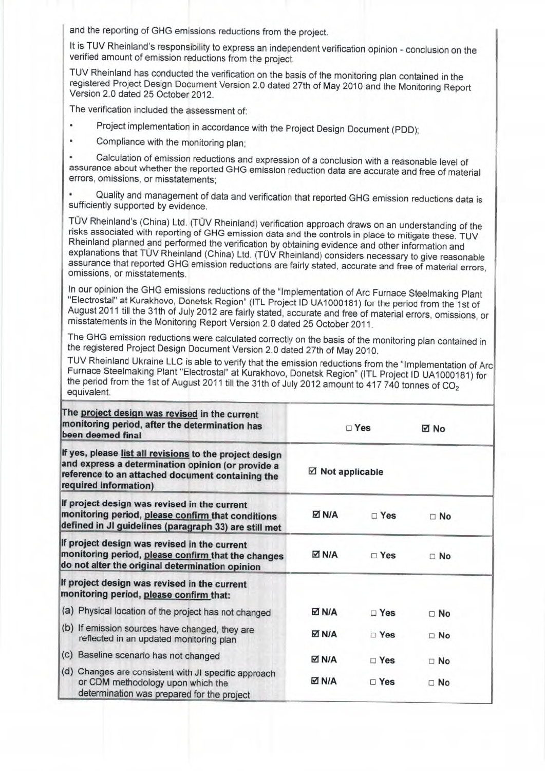and the reporting of GHG emissions reductions from the project.

It is TUV Rheinland's responsibility to express an independent verification opinion - conclusion on the verified amount of emission reductions from the project.

TUV Rheinland has conducted the verification on the basis of the monitoring plan contained in the registered Project Design Document Version 2.0 dated 27th of May 2010 and the Monitoring Report Version 2.0 dated 25 October 2012.

The verification included the assessment of:

- Project implementation in accordance with the Project Design Document (PDD);
- Compliance with the monitoring plan;
- Calculation of emission reductions and expression of a conclusion with a reasonable level of assurance about whether the reported GHG emission reduction data are accurate and free of material errors, omissions, or misstatements;
- Quality and management of data and verification that reported GHG emission reductions data is sufficiently supported by evidence.

TÜV Rheinland's (China) Ltd. (TÜV Rheinland) verification approach draws on an understanding of the risks associated with reporting of GHG emission data and the controls in place to mitigate these. TUV Rheinland planned and performed the verification by obtaining evidence and other information and explanations that TÜV Rheinland (China) Ltd. (TÜV Rheinland) considers necessary to give reasonable assurance that reported GHG emission reductions are fairly stated, accurate and free of material errors, omissions, or misstatements.

In our opinion the GHG emissions reductions of the "Implementation of Arc Furnace Steelmaking Plant "Electrostal" at Kurakhovo, Donetsk Region" (ITL Project ID UA1000181) for the period from the 1st of August 2011 till the 31th of July 2012 are fairly stated, accurate and free of material errors, omissions, or misstatements in the Monitoring Report Version 2.0 dated 25 October 2011.

The GHG emission reductions were calculated correctly on the basis of the monitoring plan contained in the registered Project Design Document Version 2.0 dated 27th of May 2010.

TUV Rheinland Ukraine LLC is able to verify that the emission reductions from the "Implementation of Arc Furnace Steelmaking Plant "Electrostal" at Kurakhovo, Donetsk Region" (ITL Project ID UA1000181) for the period from the 1st of August 2011 till the 31th of July 2012 amount to 417 740 tonnes of $CO_2$ equivalent.

| | | | |
|---|---|---|---|
| **The project design was revised in the current monitoring period, after the determination has been deemed final** | | ☐ Yes | ☑ No |
| **If yes, please list all revisions to the project design and express a determination opinion (or provide a reference to an attached document containing the required information)** | ☑ Not applicable | | |
| **If project design was revised in the current monitoring period, please confirm that conditions defined in JI guidelines (paragraph 33) are still met** | ☑ N/A | ☐ Yes | ☐ No |
| **If project design was revised in the current monitoring period, please confirm that the changes do not alter the original determination opinion** | ☑ N/A | ☐ Yes | ☐ No |
| **If project design was revised in the current monitoring period, please confirm that:** | | | |
| (a) Physical location of the project has not changed | ☑ N/A | ☐ Yes | ☐ No |
| (b) If emission sources have changed, they are reflected in an updated monitoring plan | ☑ N/A | ☐ Yes | ☐ No |
| (c) Baseline scenario has not changed | ☑ N/A | ☐ Yes | ☐ No |
| (d) Changes are consistent with JI specific approach or CDM methodology upon which the determination was prepared for the project | ☑ N/A | ☐ Yes | ☐ No |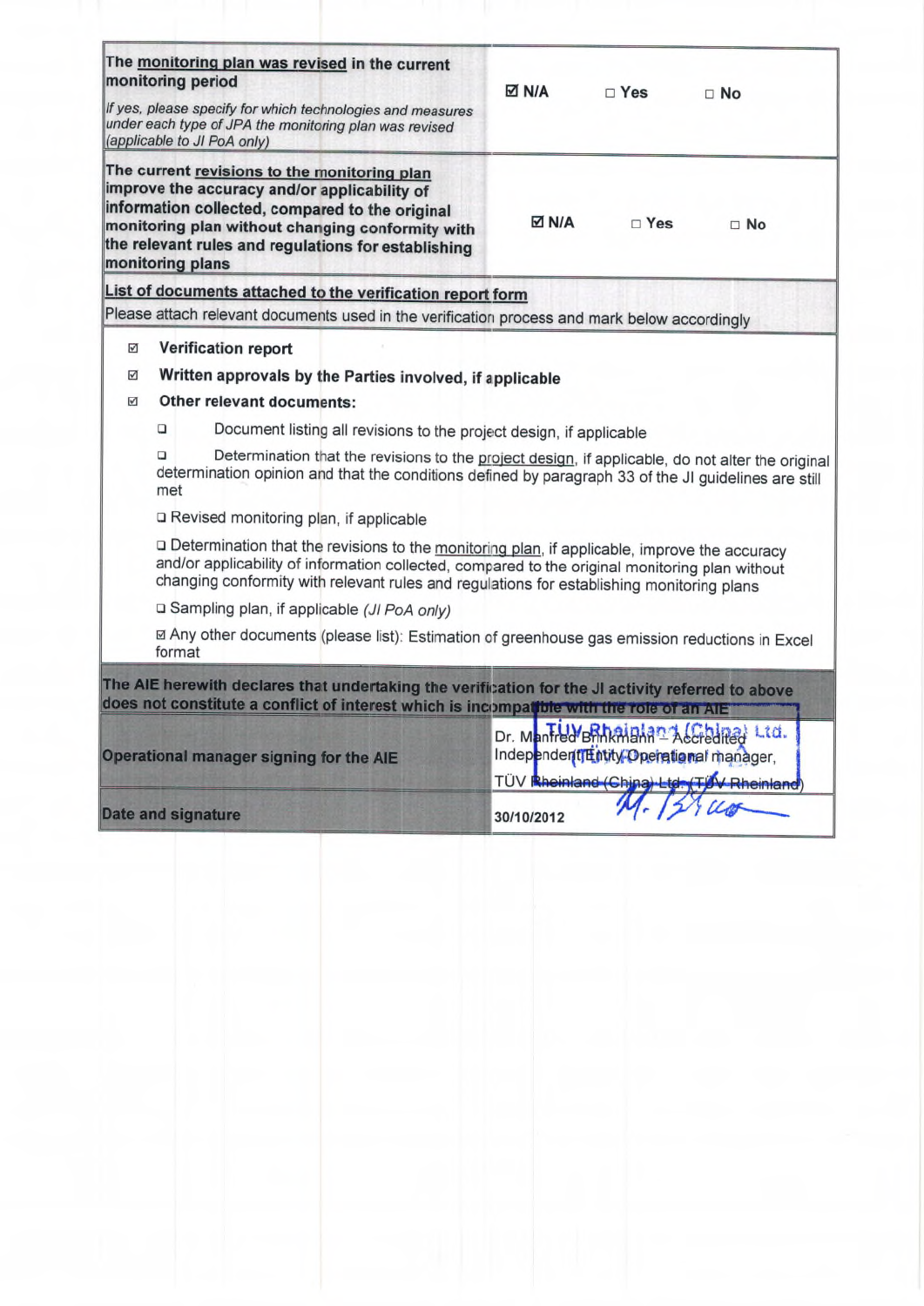| | |
|---|---|
| **The monitoring plan was revised in the current monitoring period**<br>*If yes, please specify for which technologies and measures under each type of JPA the monitoring plan was revised (applicable to JI PoA only)* | ☑ N/A ☐ Yes ☐ No |
| **The current revisions to the monitoring plan improve the accuracy and/or applicability of information collected, compared to the original monitoring plan without changing conformity with the relevant rules and regulations for establishing monitoring plans** | ☑ N/A ☐ Yes ☐ No |

**List of documents attached to the verification report form**

Please attach relevant documents used in the verification process and mark below accordingly

- ☑ **Verification report**
- ☑ **Written approvals by the Parties involved, if applicable**
- ☑ **Other relevant documents:**
  - ☐ Document listing all revisions to the project design, if applicable
  - ☐ Determination that the revisions to the project design, if applicable, do not alter the original determination opinion and that the conditions defined by paragraph 33 of the JI guidelines are still met
  - ☐ Revised monitoring plan, if applicable
  - ☐ Determination that the revisions to the monitoring plan, if applicable, improve the accuracy and/or applicability of information collected, compared to the original monitoring plan without changing conformity with relevant rules and regulations for establishing monitoring plans
  - ☐ Sampling plan, if applicable *(JI PoA only)*
  - ☑ Any other documents (please list): Estimation of greenhouse gas emission reductions in Excel format

**The AIE herewith declares that undertaking the verification for the JI activity referred to above does not constitute a conflict of interest which is incompatible with the role of an AIE**

| | |
|---|---|
| **Operational manager signing for the AIE** | Dr. Manfred Brinkmann – Accredited Independent Entity Operational manager, TÜV Rheinland (China) Ltd. (TÜV Rheinland) |
| **Date and signature** | 30/10/2012 |